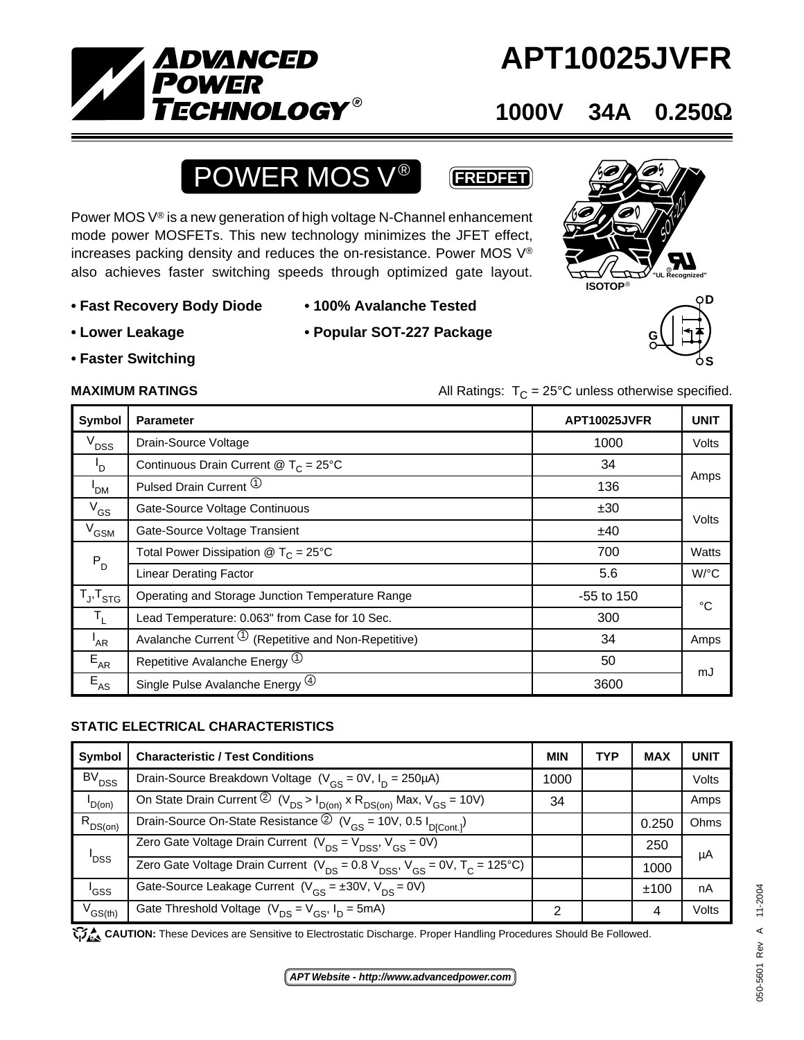# APT10025JVFR

## 1000V 34A 0.250Ω

## POWER MOS V® FREDFET

Power MOS V® is a new generation of high voltage N-Channel enhancement mode power MOSFETs. This new technology minimizes the JFET effect, increases packing density and reduces the on-resistance. Power MOS V® also achieves faster switching speeds through optimized gate layout.

- **Fast Recovery Body Diode**
- **Lower Leakage**
- **Faster Switching**
- **100% Avalanche Tested**
- **Popular SOT-227 Package**

ISOTOP® "UL Recognized"

### MAXIMUM RATINGS

All Ratings: $T_C$ = 25°C unless otherwise specified.

| Symbol | Parameter | APT10025JVFR | UNIT |
|---|---|---|---|
| $V_{DSS}$ | Drain-Source Voltage | 1000 | Volts |
| $I_D$ | Continuous Drain Current @ $T_C$ = 25°C | 34 | Amps |
| $I_{DM}$ | Pulsed Drain Current ① | 136 | Amps |
| $V_{GS}$ | Gate-Source Voltage Continuous | ±30 | Volts |
| $V_{GSM}$ | Gate-Source Voltage Transient | ±40 | Volts |
| $P_D$ | Total Power Dissipation @ $T_C$ = 25°C | 700 | Watts |
| | Linear Derating Factor | 5.6 | W/°C |
| $T_J,T_{STG}$ | Operating and Storage Junction Temperature Range | -55 to 150 | °C |
| $T_L$ | Lead Temperature: 0.063" from Case for 10 Sec. | 300 | °C |
| $I_{AR}$ | Avalanche Current ① (Repetitive and Non-Repetitive) | 34 | Amps |
| $E_{AR}$ | Repetitive Avalanche Energy ① | 50 | mJ |
| $E_{AS}$ | Single Pulse Avalanche Energy ④ | 3600 | mJ |

### STATIC ELECTRICAL CHARACTERISTICS

| Symbol | Characteristic / Test Conditions | MIN | TYP | MAX | UNIT |
|---|---|---|---|---|---|
| $BV_{DSS}$ | Drain-Source Breakdown Voltage ($V_{GS}$ = 0V, $I_D$ = 250μA) | 1000 | | | Volts |
| $I_{D(on)}$ | On State Drain Current ② ($V_{DS} > I_{D(on)} \times R_{DS(on)}$ Max, $V_{GS}$ = 10V) | 34 | | | Amps |
| $R_{DS(on)}$ | Drain-Source On-State Resistance ② ($V_{GS}$ = 10V, 0.5 $I_{D[Cont.]}$) | | | 0.250 | Ohms |
| $I_{DSS}$ | Zero Gate Voltage Drain Current ($V_{DS} = V_{DSS}$, $V_{GS}$ = 0V) | | | 250 | μA |
| | Zero Gate Voltage Drain Current ($V_{DS}$ = 0.8 $V_{DSS}$, $V_{GS}$ = 0V, $T_C$ = 125°C) | | | 1000 | μA |
| $I_{GSS}$ | Gate-Source Leakage Current ($V_{GS}$ = ±30V, $V_{DS}$ = 0V) | | | ±100 | nA |
| $V_{GS(th)}$ | Gate Threshold Voltage ($V_{DS} = V_{GS}$, $I_D$ = 5mA) | 2 | | 4 | Volts |

**CAUTION:** These Devices are Sensitive to Electrostatic Discharge. Proper Handling Procedures Should Be Followed.

*APT Website - http://www.advancedpower.com*

050-5601 Rev A 11-2004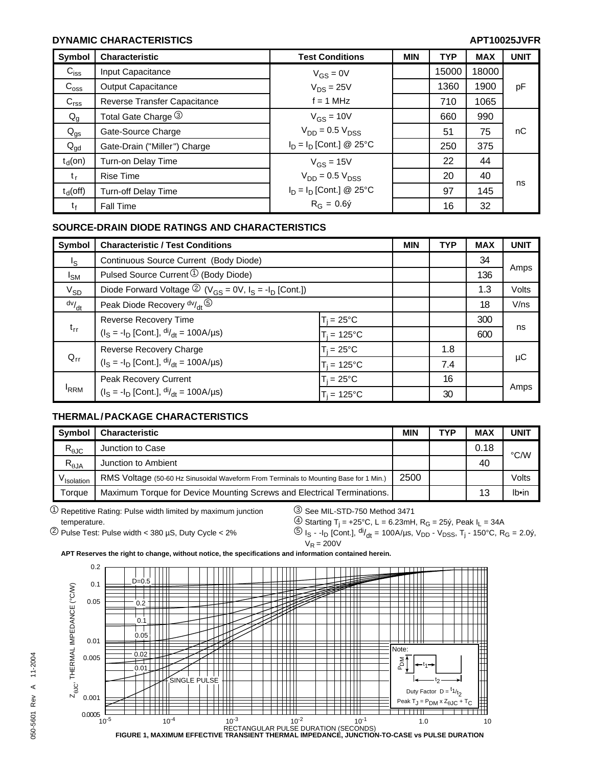## DYNAMIC CHARACTERISTICS

**APT10025JVFR**

| Symbol | Characteristic | Test Conditions | MIN | TYP | MAX | UNIT |
|---|---|---|---|---|---|---|
| $C_{iss}$ | Input Capacitance | $V_{GS}$ = 0V |  | 15000 | 18000 | pF |
| $C_{oss}$ | Output Capacitance | $V_{DS}$ = 25V |  | 1360 | 1900 | |
| $C_{rss}$ | Reverse Transfer Capacitance | f = 1 MHz |  | 710 | 1065 | |
| $Q_g$ | Total Gate Charge ③ | $V_{GS}$ = 10V |  | 660 | 990 | nC |
| $Q_{gs}$ | Gate-Source Charge | $V_{DD}$ = 0.5 $V_{DSS}$ |  | 51 | 75 | |
| $Q_{gd}$ | Gate-Drain ("Miller") Charge | $I_D$ = $I_D$ [Cont.] @ 25°C |  | 250 | 375 | |
| $t_d$(on) | Turn-on Delay Time | $V_{GS}$ = 15V |  | 22 | 44 | ns |
| $t_r$ | Rise Time | $V_{DD}$ = 0.5 $V_{DSS}$ |  | 20 | 40 | |
| $t_d$(off) | Turn-off Delay Time | $I_D$ = $I_D$ [Cont.] @ 25°C |  | 97 | 145 | |
| $t_f$ | Fall Time | $R_G$ = 0.6Ω |  | 16 | 32 | |

## SOURCE-DRAIN DIODE RATINGS AND CHARACTERISTICS

| Symbol | Characteristic / Test Conditions | | MIN | TYP | MAX | UNIT |
|---|---|---|---|---|---|---|
| $I_S$ | Continuous Source Current (Body Diode) | | | | 34 | Amps |
| $I_{SM}$ | Pulsed Source Current ① (Body Diode) | | | | 136 | |
| $V_{SD}$ | Diode Forward Voltage ② ($V_{GS}$ = 0V, $I_S$ = -$I_D$ [Cont.]) | | | | 1.3 | Volts |
| $^{dv}/_{dt}$ | Peak Diode Recovery $^{dv}/_{dt}$ ⑤ | | | | 18 | V/ns |
| $t_{rr}$ | Reverse Recovery Time ($I_S$ = -$I_D$ [Cont.], $^{di}/_{dt}$ = 100A/µs) | $T_j$ = 25°C | | | 300 | ns |
| | | $T_j$ = 125°C | | | 600 | |
| $Q_{rr}$ | Reverse Recovery Charge ($I_S$ = -$I_D$ [Cont.], $^{di}/_{dt}$ = 100A/µs) | $T_j$ = 25°C | | 1.8 | | µC |
| | | $T_j$ = 125°C | | 7.4 | | |
| $I_{RRM}$ | Peak Recovery Current ($I_S$ = -$I_D$ [Cont.], $^{di}/_{dt}$ = 100A/µs) | $T_j$ = 25°C | | 16 | | Amps |
| | | $T_j$ = 125°C | | 30 | | |

## THERMAL / PACKAGE CHARACTERISTICS

| Symbol | Characteristic | MIN | TYP | MAX | UNIT |
|---|---|---|---|---|---|
| $R_{\theta JC}$ | Junction to Case | | | 0.18 | °C/W |
| $R_{\theta JA}$ | Junction to Ambient | | | 40 | |
| $V_{Isolation}$ | RMS Voltage (50-60 Hz Sinusoidal Waveform From Terminals to Mounting Base for 1 Min.) | 2500 | | | Volts |
| Torque | Maximum Torque for Device Mounting Screws and Electrical Terminations. | | | 13 | lb•in |

① Repetitive Rating: Pulse width limited by maximum junction temperature.

② Pulse Test: Pulse width < 380 µS, Duty Cycle < 2%

③ See MIL-STD-750 Method 3471

④ Starting $T_j$ = +25°C, L = 6.23mH, $R_G$ = 25Ω, Peak $I_L$ = 34A

⑤ $I_S$ - -$I_D$ [Cont.], $^{di}/_{dt}$ = 100A/µs, $V_{DD}$ - $V_{DSS}$, $T_j$ - 150°C, $R_G$ = 2.0Ω, $V_R$ = 200V

**APT Reserves the right to change, without notice, the specifications and information contained herein.**

**FIGURE 1, MAXIMUM EFFECTIVE TRANSIENT THERMAL IMPEDANCE, JUNCTION-TO-CASE vs PULSE DURATION**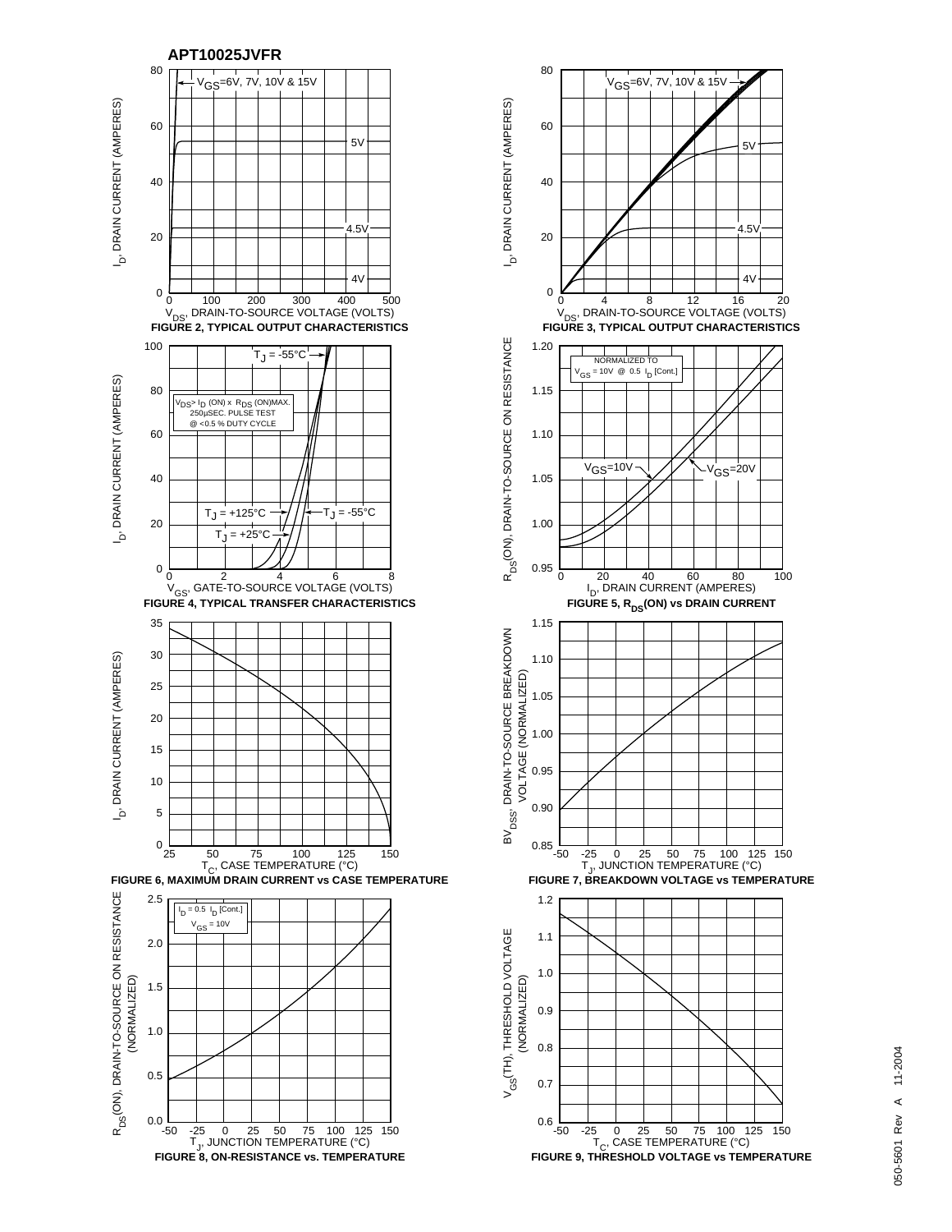APT10025JVFR

FIGURE 2, TYPICAL OUTPUT CHARACTERISTICS

FIGURE 3, TYPICAL OUTPUT CHARACTERISTICS

FIGURE 4, TYPICAL TRANSFER CHARACTERISTICS

FIGURE 5, $R_{DS}$(ON) vs DRAIN CURRENT

FIGURE 6, MAXIMUM DRAIN CURRENT vs CASE TEMPERATURE

FIGURE 7, BREAKDOWN VOLTAGE vs TEMPERATURE

FIGURE 8, ON-RESISTANCE vs. TEMPERATURE

FIGURE 9, THRESHOLD VOLTAGE vs TEMPERATURE

050-5601 Rev A 11-2004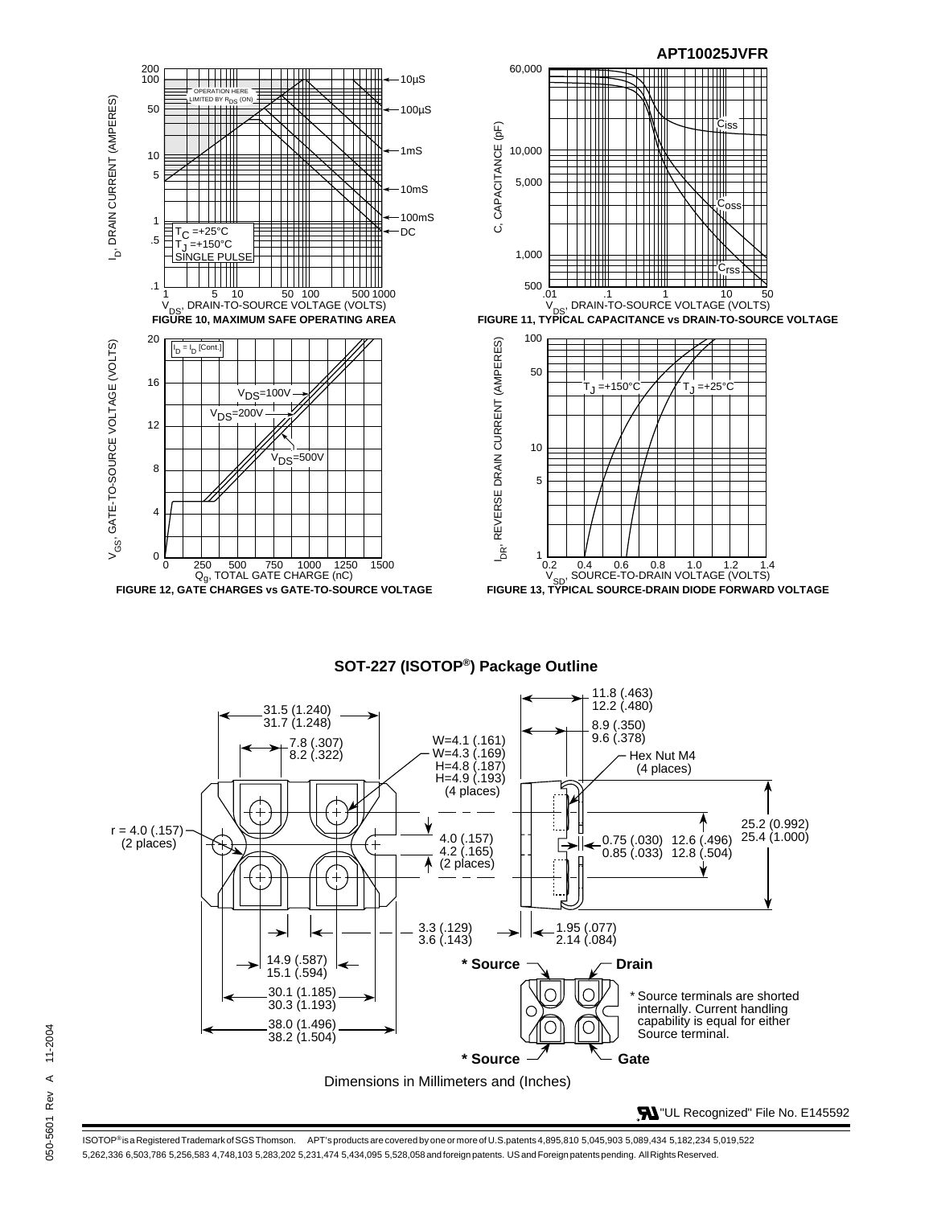APT10025JVFR

OPERATION HERE LIMITED BY $R_{DS}$ (ON)

200
100
50
10
5
1
.5
.1

10µS
100µS
1mS
10mS
100mS
DC

$T_C$ =+25°C
$T_J$ =+150°C
SINGLE PULSE

1 5 10 50 100 500 1000

$I_D$, DRAIN CURRENT (AMPERES)

$V_{DS}$, DRAIN-TO-SOURCE VOLTAGE (VOLTS)

**FIGURE 10, MAXIMUM SAFE OPERATING AREA**

60,000
10,000
5,000
1,000
500

$C_{iss}$
$C_{oss}$
$C_{rss}$

.01 .1 1 10 50

C, CAPACITANCE (pF)

$V_{DS}$, DRAIN-TO-SOURCE VOLTAGE (VOLTS)

**FIGURE 11, TYPICAL CAPACITANCE vs DRAIN-TO-SOURCE VOLTAGE**

20
16
12
8
4
0

$I_D$ = $I_D$ [Cont.]

$V_{DS}$=100V
$V_{DS}$=200V
$V_{DS}$=500V

0 250 500 750 1000 1250 1500

$V_{GS}$, GATE-TO-SOURCE VOLTAGE (VOLTS)

$Q_g$, TOTAL GATE CHARGE (nC)

**FIGURE 12, GATE CHARGES vs GATE-TO-SOURCE VOLTAGE**

100
50
10
5
1

$T_J$ =+150°C
$T_J$ =+25°C

0.2 0.4 0.6 0.8 1.0 1.2 1.4

$I_{DR}$, REVERSE DRAIN CURRENT (AMPERES)

$V_{SD}$, SOURCE-TO-DRAIN VOLTAGE (VOLTS)

**FIGURE 13, TYPICAL SOURCE-DRAIN DIODE FORWARD VOLTAGE**

## SOT-227 (ISOTOP®) Package Outline

31.5 (1.240)
31.7 (1.248)

7.8 (.307)
8.2 (.322)

W=4.1 (.161)
W=4.3 (.169)
H=4.8 (.187)
H=4.9 (.193)
(4 places)

11.8 (.463)
12.2 (.480)

8.9 (.350)
9.6 (.378)

Hex Nut M4
(4 places)

r = 4.0 (.157)
(2 places)

4.0 (.157)
4.2 (.165)
(2 places)

25.2 (0.992)
25.4 (1.000)

0.75 (.030)
0.85 (.033)

12.6 (.496)
12.8 (.504)

3.3 (.129)
3.6 (.143)

1.95 (.077)
2.14 (.084)

14.9 (.587)
15.1 (.594)

30.1 (1.185)
30.3 (1.193)

38.0 (1.496)
38.2 (1.504)

**\* Source**
**Drain**
**\* Source**
**Gate**

\* Source terminals are shorted internally. Current handling capability is equal for either Source terminal.

Dimensions in Millimeters and (Inches)

"UL Recognized" File No. E145592

ISOTOP® is a Registered Trademark of SGS Thomson. APT's products are covered by one or more of U.S. patents 4,895,810 5,045,903 5,089,434 5,182,234 5,019,522 5,262,336 6,503,786 5,256,583 4,748,103 5,283,202 5,231,474 5,434,095 5,528,058 and foreign patents. US and Foreign patents pending. All Rights Reserved.

050-5601 Rev A 11-2004